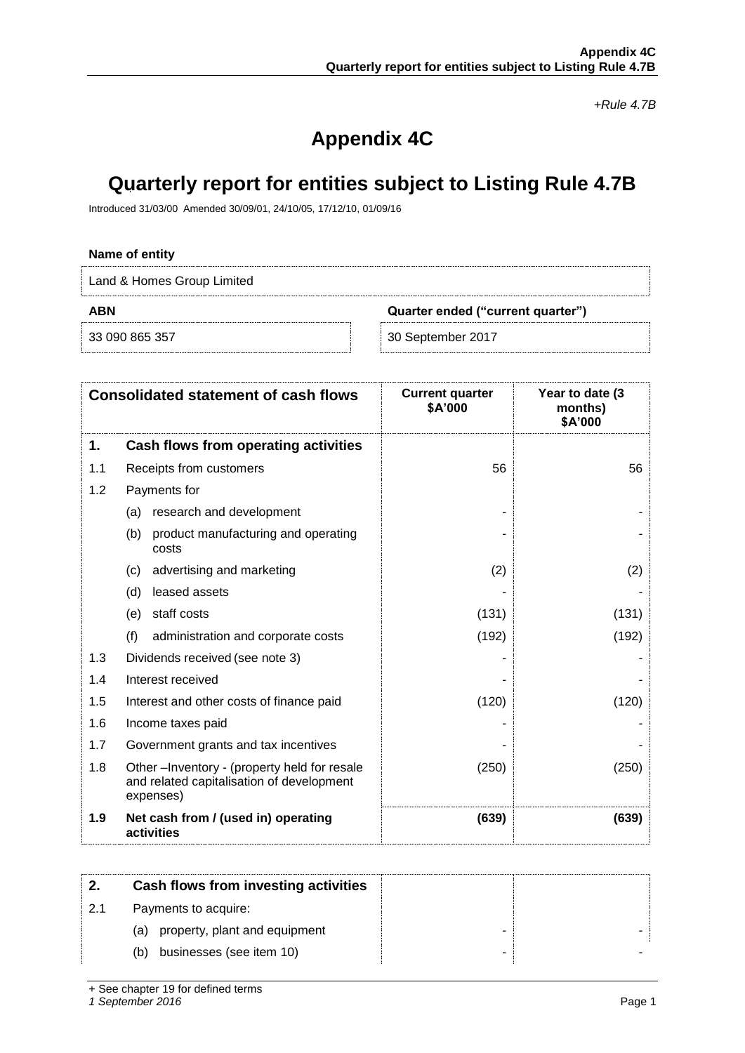*+Rule 4.7B*

# Appendix 4C

# Quarterly report for entities subject to Listing Rule 4.7B

Introduced 31/03/00 Amended 30/09/01, 24/10/05, 17/12/10, 01/09/16

**Name of entity**

Land & Homes Group Limited

| **ABN** | **Quarter ended ("current quarter")** |
|---|---|
| 33 090 865 357 | 30 September 2017 |

| | **Consolidated statement of cash flows** | **Current quarter $A'000** | **Year to date (3 months) $A'000** |
|---|---|---|---|
| **1.** | **Cash flows from operating activities** | | |
| 1.1 | Receipts from customers | 56 | 56 |
| 1.2 | Payments for | | |
| | (a) research and development | - | - |
| | (b) product manufacturing and operating costs | - | - |
| | (c) advertising and marketing | (2) | (2) |
| | (d) leased assets | - | - |
| | (e) staff costs | (131) | (131) |
| | (f) administration and corporate costs | (192) | (192) |
| 1.3 | Dividends received (see note 3) | - | - |
| 1.4 | Interest received | - | - |
| 1.5 | Interest and other costs of finance paid | (120) | (120) |
| 1.6 | Income taxes paid | - | - |
| 1.7 | Government grants and tax incentives | - | - |
| 1.8 | Other –Inventory - (property held for resale and related capitalisation of development expenses) | (250) | (250) |
| **1.9** | **Net cash from / (used in) operating activities** | **(639)** | **(639)** |

| **2.** | **Cash flows from investing activities** | | |
|---|---|---|---|
| 2.1 | Payments to acquire: | | |
| | (a) property, plant and equipment | - | - |
| | (b) businesses (see item 10) | - | - |

+ See chapter 19 for defined terms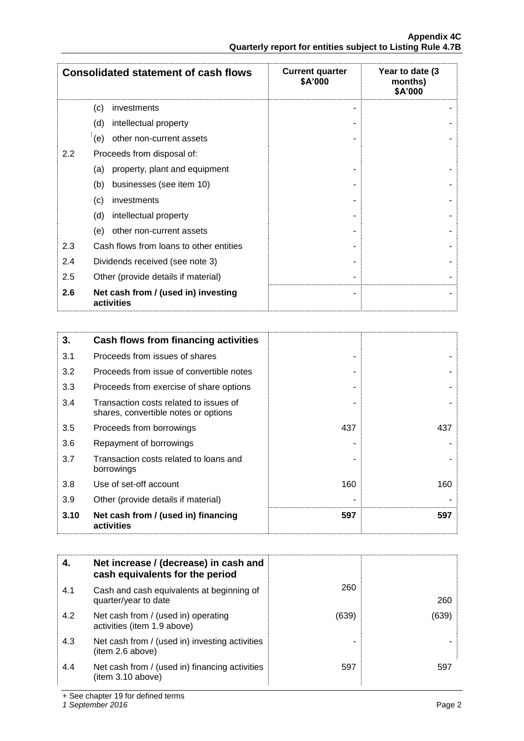| Consolidated statement of cash flows | | Current quarter $A'000 | Year to date (3 months) $A'000 |
|---|---|---|---|
| | (c) investments | - | - |
| | (d) intellectual property | - | - |
| | (e) other non-current assets | - | - |
| 2.2 | Proceeds from disposal of: | | |
| | (a) property, plant and equipment | - | - |
| | (b) businesses (see item 10) | - | - |
| | (c) investments | - | - |
| | (d) intellectual property | - | - |
| | (e) other non-current assets | - | - |
| 2.3 | Cash flows from loans to other entities | - | - |
| 2.4 | Dividends received (see note 3) | - | - |
| 2.5 | Other (provide details if material) | - | - |
| **2.6** | **Net cash from / (used in) investing activities** | - | - |

| **3.** | **Cash flows from financing activities** | | |
|---|---|---|---|
| 3.1 | Proceeds from issues of shares | - | - |
| 3.2 | Proceeds from issue of convertible notes | - | - |
| 3.3 | Proceeds from exercise of share options | - | - |
| 3.4 | Transaction costs related to issues of shares, convertible notes or options | - | - |
| 3.5 | Proceeds from borrowings | 437 | 437 |
| 3.6 | Repayment of borrowings | - | - |
| 3.7 | Transaction costs related to loans and borrowings | - | - |
| 3.8 | Use of set-off account | 160 | 160 |
| 3.9 | Other (provide details if material) | - | - |
| **3.10** | **Net cash from / (used in) financing activities** | **597** | **597** |

| **4.** | **Net increase / (decrease) in cash and cash equivalents for the period** | | |
|---|---|---|---|
| 4.1 | Cash and cash equivalents at beginning of quarter/year to date | 260 | 260 |
| 4.2 | Net cash from / (used in) operating activities (item 1.9 above) | (639) | (639) |
| 4.3 | Net cash from / (used in) investing activities (item 2.6 above) | - | - |
| 4.4 | Net cash from / (used in) financing activities (item 3.10 above) | 597 | 597 |

+ See chapter 19 for defined terms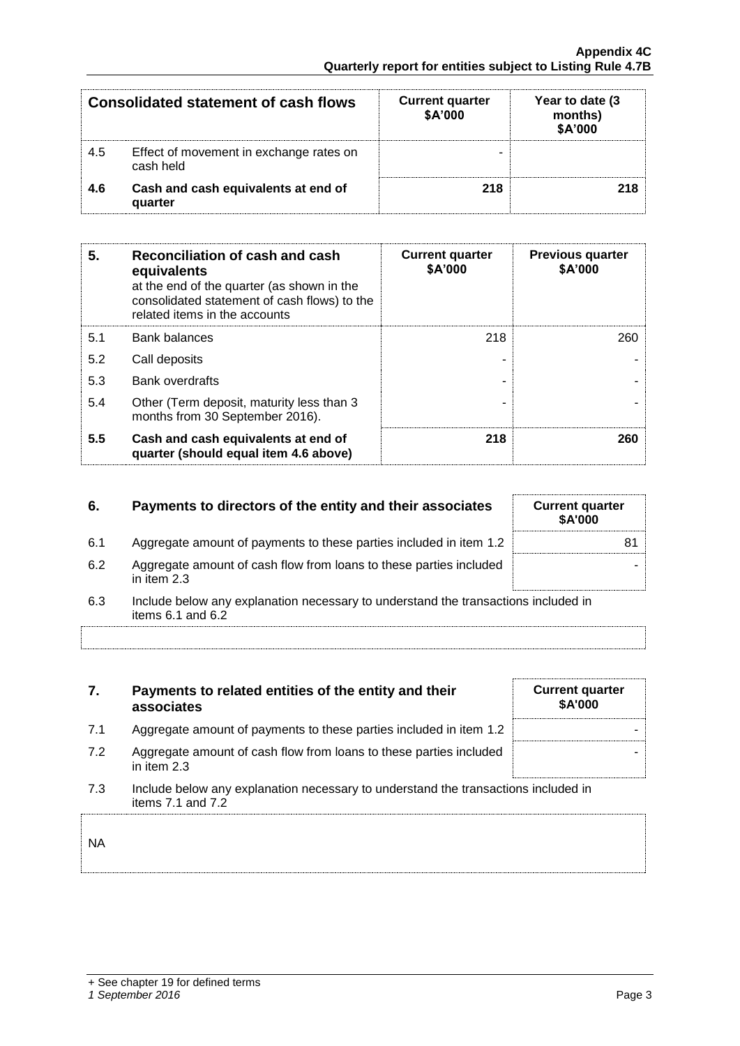| Consolidated statement of cash flows | | Current quarter \$A'000 | Year to date (3 months) \$A'000 |
|---|---|---|---|
| 4.5 | Effect of movement in exchange rates on cash held | - | |
| **4.6** | **Cash and cash equivalents at end of quarter** | **218** | **218** |

| **5.** | **Reconciliation of cash and cash equivalents** at the end of the quarter (as shown in the consolidated statement of cash flows) to the related items in the accounts | **Current quarter \$A'000** | **Previous quarter \$A'000** |
|---|---|---|---|
| 5.1 | Bank balances | 218 | 260 |
| 5.2 | Call deposits | - | - |
| 5.3 | Bank overdrafts | - | - |
| 5.4 | Other (Term deposit, maturity less than 3 months from 30 September 2016). | - | - |
| **5.5** | **Cash and cash equivalents at end of quarter (should equal item 4.6 above)** | **218** | **260** |

| **6.** | **Payments to directors of the entity and their associates** | **Current quarter \$A'000** |
|---|---|---|
| 6.1 | Aggregate amount of payments to these parties included in item 1.2 | 81 |
| 6.2 | Aggregate amount of cash flow from loans to these parties included in item 2.3 | - |

6.3 Include below any explanation necessary to understand the transactions included in items 6.1 and 6.2

| **7.** | **Payments to related entities of the entity and their associates** | **Current quarter \$A'000** |
|---|---|---|
| 7.1 | Aggregate amount of payments to these parties included in item 1.2 | - |
| 7.2 | Aggregate amount of cash flow from loans to these parties included in item 2.3 | - |

7.3 Include below any explanation necessary to understand the transactions included in items 7.1 and 7.2

NA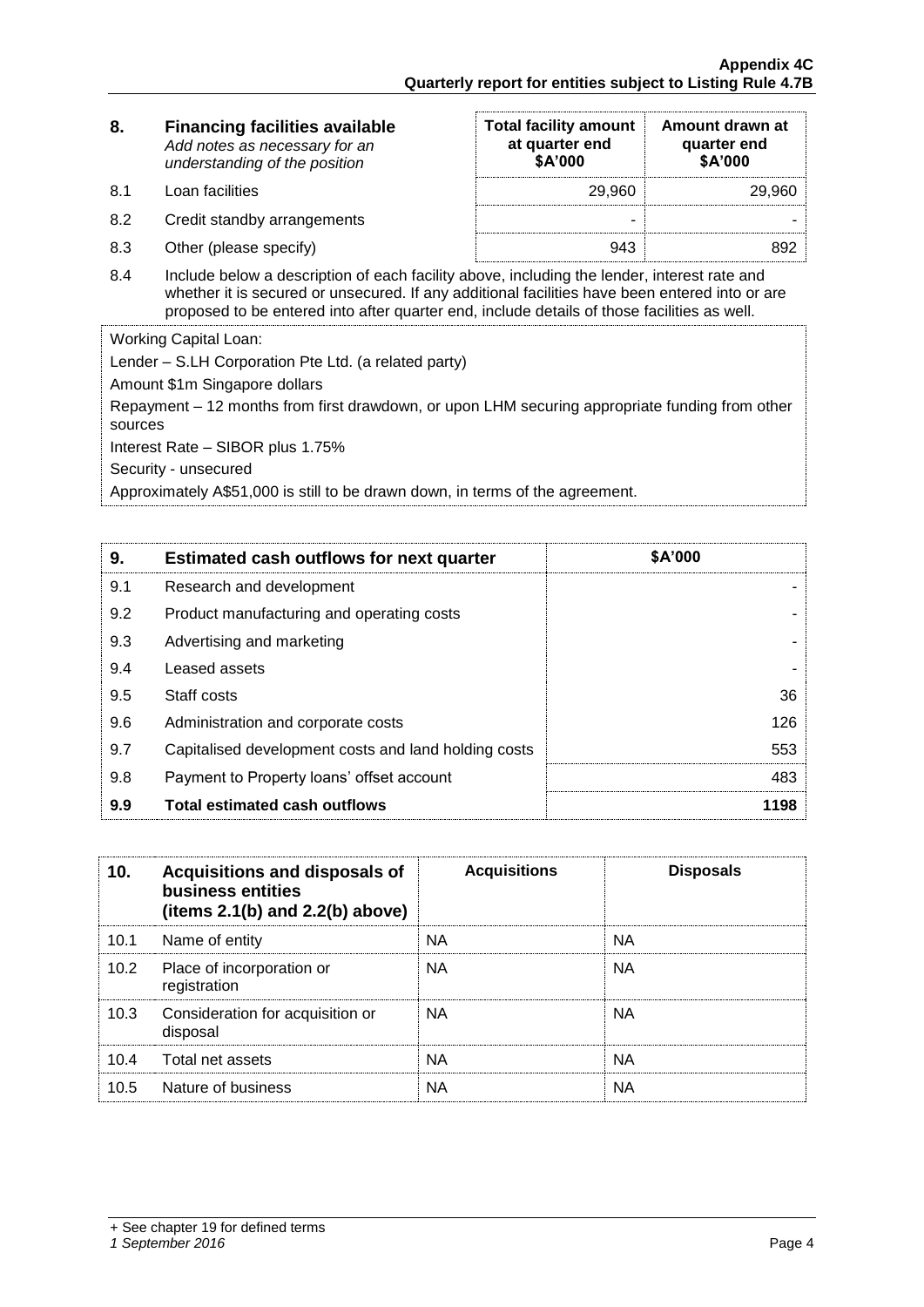| 8. | **Financing facilities available** *Add notes as necessary for an understanding of the position* | **Total facility amount at quarter end $A'000** | **Amount drawn at quarter end $A'000** |
|---|---|---|---|
| 8.1 | Loan facilities | 29,960 | 29,960 |
| 8.2 | Credit standby arrangements | - | - |
| 8.3 | Other (please specify) | 943 | 892 |

8.4 Include below a description of each facility above, including the lender, interest rate and whether it is secured or unsecured. If any additional facilities have been entered into or are proposed to be entered into after quarter end, include details of those facilities as well.

Working Capital Loan:

Lender – S.LH Corporation Pte Ltd. (a related party)

Amount $1m Singapore dollars

Repayment – 12 months from first drawdown, or upon LHM securing appropriate funding from other sources

Interest Rate – SIBOR plus 1.75%

Security - unsecured

Approximately A$51,000 is still to be drawn down, in terms of the agreement.

| 9. | **Estimated cash outflows for next quarter** | **$A'000** |
|---|---|---|
| 9.1 | Research and development | - |
| 9.2 | Product manufacturing and operating costs | - |
| 9.3 | Advertising and marketing | - |
| 9.4 | Leased assets | - |
| 9.5 | Staff costs | 36 |
| 9.6 | Administration and corporate costs | 126 |
| 9.7 | Capitalised development costs and land holding costs | 553 |
| 9.8 | Payment to Property loans' offset account | 483 |
| **9.9** | **Total estimated cash outflows** | **1198** |

| 10. | **Acquisitions and disposals of business entities (items 2.1(b) and 2.2(b) above)** | **Acquisitions** | **Disposals** |
|---|---|---|---|
| 10.1 | Name of entity | NA | NA |
| 10.2 | Place of incorporation or registration | NA | NA |
| 10.3 | Consideration for acquisition or disposal | NA | NA |
| 10.4 | Total net assets | NA | NA |
| 10.5 | Nature of business | NA | NA |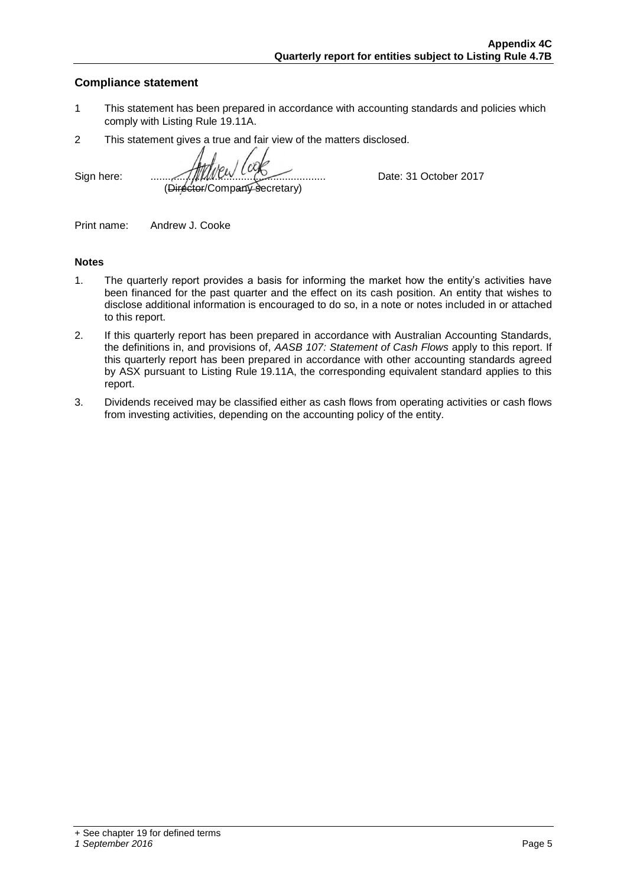## Compliance statement

1 This statement has been prepared in accordance with accounting standards and policies which comply with Listing Rule 19.11A.

2 This statement gives a true and fair view of the matters disclosed.

Sign here: ............................................................ Date: 31 October 2017
(~~Director~~/Company secretary)

Print name: Andrew J. Cooke

**Notes**

1. The quarterly report provides a basis for informing the market how the entity's activities have been financed for the past quarter and the effect on its cash position. An entity that wishes to disclose additional information is encouraged to do so, in a note or notes included in or attached to this report.

2. If this quarterly report has been prepared in accordance with Australian Accounting Standards, the definitions in, and provisions of, *AASB 107: Statement of Cash Flows* apply to this report. If this quarterly report has been prepared in accordance with other accounting standards agreed by ASX pursuant to Listing Rule 19.11A, the corresponding equivalent standard applies to this report.

3. Dividends received may be classified either as cash flows from operating activities or cash flows from investing activities, depending on the accounting policy of the entity.